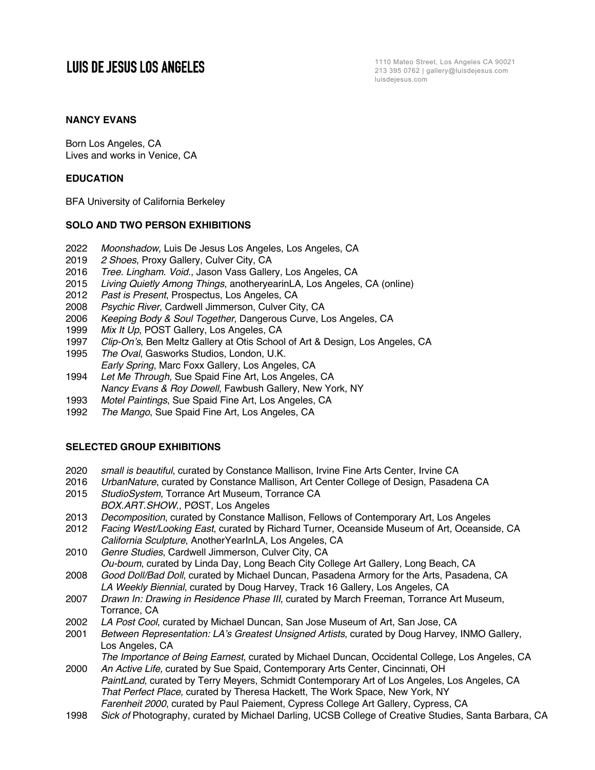# LUIS DE JESUS LOS ANGELES

1110 Mateo Street, Los Angeles CA 90021
213 395 0762 | gallery@luisdejesus.com
luisdejesus.com

**NANCY EVANS**

Born Los Angeles, CA
Lives and works in Venice, CA

**EDUCATION**

BFA University of California Berkeley

**SOLO AND TWO PERSON EXHIBITIONS**

2022 *Moonshadow,* Luis De Jesus Los Angeles, Los Angeles, CA
2019 *2 Shoes*, Proxy Gallery, Culver City, CA
2016 *Tree. Lingham. Void.*, Jason Vass Gallery, Los Angeles, CA
2015 *Living Quietly Among Things*, anotheryearinLA, Los Angeles, CA (online)
2012 *Past is Present*, Prospectus, Los Angeles, CA
2008 *Psychic River*, Cardwell Jimmerson, Culver City, CA
2006 *Keeping Body & Soul Together*, Dangerous Curve, Los Angeles, CA
1999 *Mix It Up*, POST Gallery, Los Angeles, CA
1997 *Clip-On's*, Ben Meltz Gallery at Otis School of Art & Design, Los Angeles, CA
1995 *The Oval*, Gasworks Studios, London, U.K.
*Early Spring*, Marc Foxx Gallery, Los Angeles, CA
1994 *Let Me Through,* Sue Spaid Fine Art, Los Angeles, CA
*Nancy Evans & Roy Dowell,* Fawbush Gallery, New York, NY
1993 *Motel Paintings*, Sue Spaid Fine Art, Los Angeles, CA
1992 *The Mango*, Sue Spaid Fine Art, Los Angeles, CA

**SELECTED GROUP EXHIBITIONS**

2020 *small is beautiful*, curated by Constance Mallison, Irvine Fine Arts Center, Irvine CA
2016 *UrbanNature*, curated by Constance Mallison, Art Center College of Design, Pasadena CA
2015 *StudioSystem*, Torrance Art Museum, Torrance CA
*BOX.ART.SHOW.*, PØST, Los Angeles
2013 *Decomposition*, curated by Constance Mallison, Fellows of Contemporary Art, Los Angeles
2012 *Facing West/Looking East*, curated by Richard Turner, Oceanside Museum of Art, Oceanside, CA
*California Sculpture*, AnotherYearInLA, Los Angeles, CA
2010 *Genre Studies*, Cardwell Jimmerson, Culver City, CA
*Ou-boum*, curated by Linda Day, Long Beach City College Art Gallery, Long Beach, CA
2008 *Good Doll/Bad Doll*, curated by Michael Duncan, Pasadena Armory for the Arts, Pasadena, CA
*LA Weekly Biennial*, curated by Doug Harvey, Track 16 Gallery, Los Angeles, CA
2007 *Drawn In: Drawing in Residence Phase III*, curated by March Freeman, Torrance Art Museum, Torrance, CA
2002 *LA Post Cool*, curated by Michael Duncan, San Jose Museum of Art, San Jose, CA
2001 *Between Representation: LA's Greatest Unsigned Artists*, curated by Doug Harvey, INMO Gallery, Los Angeles, CA
*The Importance of Being Earnest*, curated by Michael Duncan, Occidental College, Los Angeles, CA
2000 *An Active Life,* curated by Sue Spaid, Contemporary Arts Center, Cincinnati, OH
*PaintLand*, curated by Terry Meyers, Schmidt Contemporary Art of Los Angeles, Los Angeles, CA
*That Perfect Place*, curated by Theresa Hackett, The Work Space, New York, NY
*Farenheit 2000*, curated by Paul Paiement, Cypress College Art Gallery, Cypress, CA
1998 *Sick of* Photography, curated by Michael Darling, UCSB College of Creative Studies, Santa Barbara, CA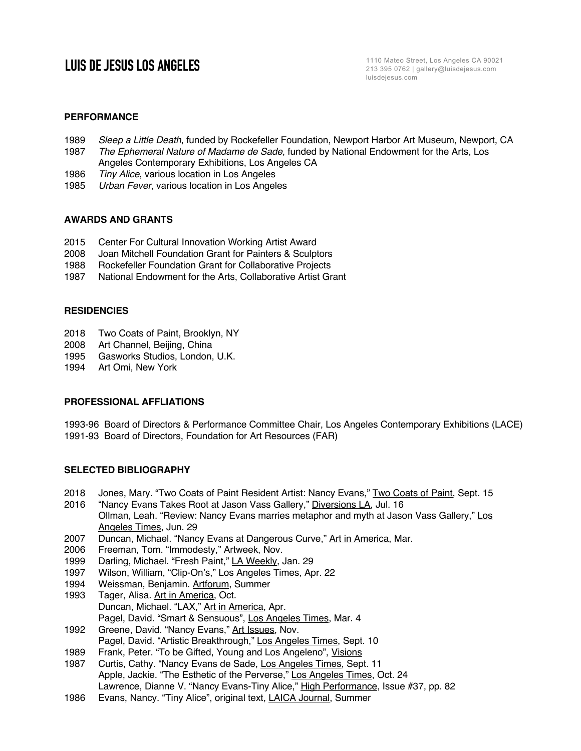## PERFORMANCE

1989 *Sleep a Little Death*, funded by Rockefeller Foundation, Newport Harbor Art Museum, Newport, CA
1987 *The Ephemeral Nature of Madame de Sade*, funded by National Endowment for the Arts, Los Angeles Contemporary Exhibitions, Los Angeles CA
1986 *Tiny Alice*, various location in Los Angeles
1985 *Urban Fever*, various location in Los Angeles

## AWARDS AND GRANTS

2015 Center For Cultural Innovation Working Artist Award
2008 Joan Mitchell Foundation Grant for Painters & Sculptors
1988 Rockefeller Foundation Grant for Collaborative Projects
1987 National Endowment for the Arts, Collaborative Artist Grant

## RESIDENCIES

2018 Two Coats of Paint, Brooklyn, NY
2008 Art Channel, Beijing, China
1995 Gasworks Studios, London, U.K.
1994 Art Omi, New York

## PROFESSIONAL AFFLIATIONS

1993-96 Board of Directors & Performance Committee Chair, Los Angeles Contemporary Exhibitions (LACE)
1991-93 Board of Directors, Foundation for Art Resources (FAR)

## SELECTED BIBLIOGRAPHY

2018 Jones, Mary. "Two Coats of Paint Resident Artist: Nancy Evans," Two Coats of Paint, Sept. 15
2016 "Nancy Evans Takes Root at Jason Vass Gallery," Diversions LA, Jul. 16
Ollman, Leah. "Review: Nancy Evans marries metaphor and myth at Jason Vass Gallery," Los Angeles Times, Jun. 29
2007 Duncan, Michael. "Nancy Evans at Dangerous Curve," Art in America, Mar.
2006 Freeman, Tom. "Immodesty," Artweek, Nov.
1999 Darling, Michael. "Fresh Paint," LA Weekly, Jan. 29
1997 Wilson, William, "Clip-On's," Los Angeles Times, Apr. 22
1994 Weissman, Benjamin. Artforum, Summer
1993 Tager, Alisa. Art in America, Oct.
Duncan, Michael. "LAX," Art in America, Apr.
Pagel, David. "Smart & Sensuous", Los Angeles Times, Mar. 4
1992 Greene, David. "Nancy Evans," Art Issues, Nov.
Pagel, David. "Artistic Breakthrough," Los Angeles Times, Sept. 10
1989 Frank, Peter. "To be Gifted, Young and Los Angeleno", Visions
1987 Curtis, Cathy. "Nancy Evans de Sade, Los Angeles Times, Sept. 11
Apple, Jackie. "The Esthetic of the Perverse," Los Angeles Times, Oct. 24
Lawrence, Dianne V. "Nancy Evans-Tiny Alice," High Performance, Issue #37, pp. 82
1986 Evans, Nancy. "Tiny Alice", original text, LAICA Journal, Summer